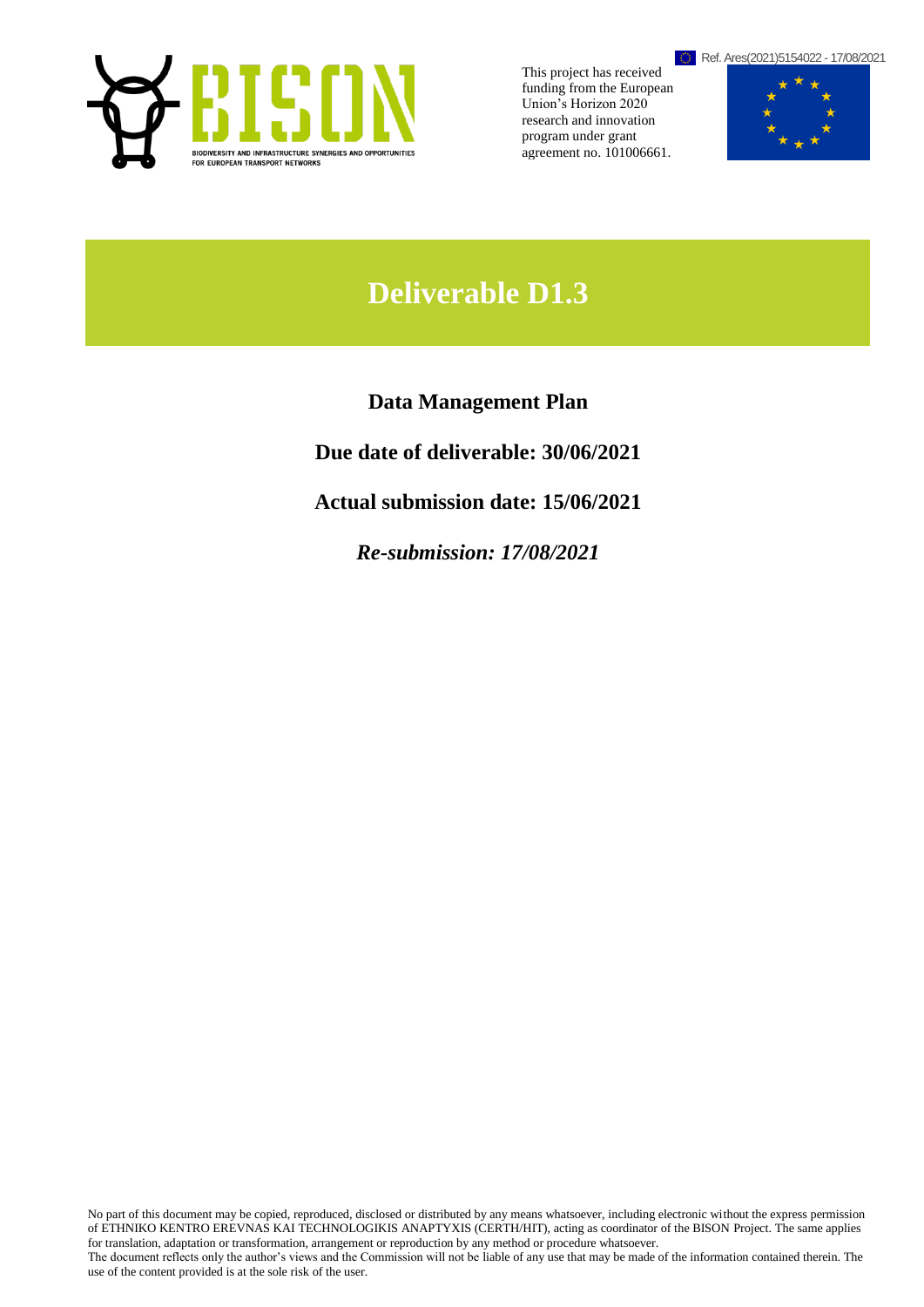Ref. Ares(2021)5154022 - 17/08/2021

BISON

BIODIVERSITY AND INFRASTRUCTURE SYNERGIES AND OPPORTUNITIES FOR EUROPEAN TRANSPORT NETWORKS

This project has received funding from the European Union's Horizon 2020 research and innovation program under grant agreement no. 101006661.

# Deliverable D1.3

## Data Management Plan

## Due date of deliverable: 30/06/2021

## Actual submission date: 15/06/2021

## *Re-submission: 17/08/2021*

No part of this document may be copied, reproduced, disclosed or distributed by any means whatsoever, including electronic without the express permission of ETHNIKO KENTRO EREVNAS KAI TECHNOLOGIKIS ANAPTYXIS (CERTH/HIT), acting as coordinator of the BISON Project. The same applies for translation, adaptation or transformation, arrangement or reproduction by any method or procedure whatsoever.
The document reflects only the author's views and the Commission will not be liable of any use that may be made of the information contained therein. The use of the content provided is at the sole risk of the user.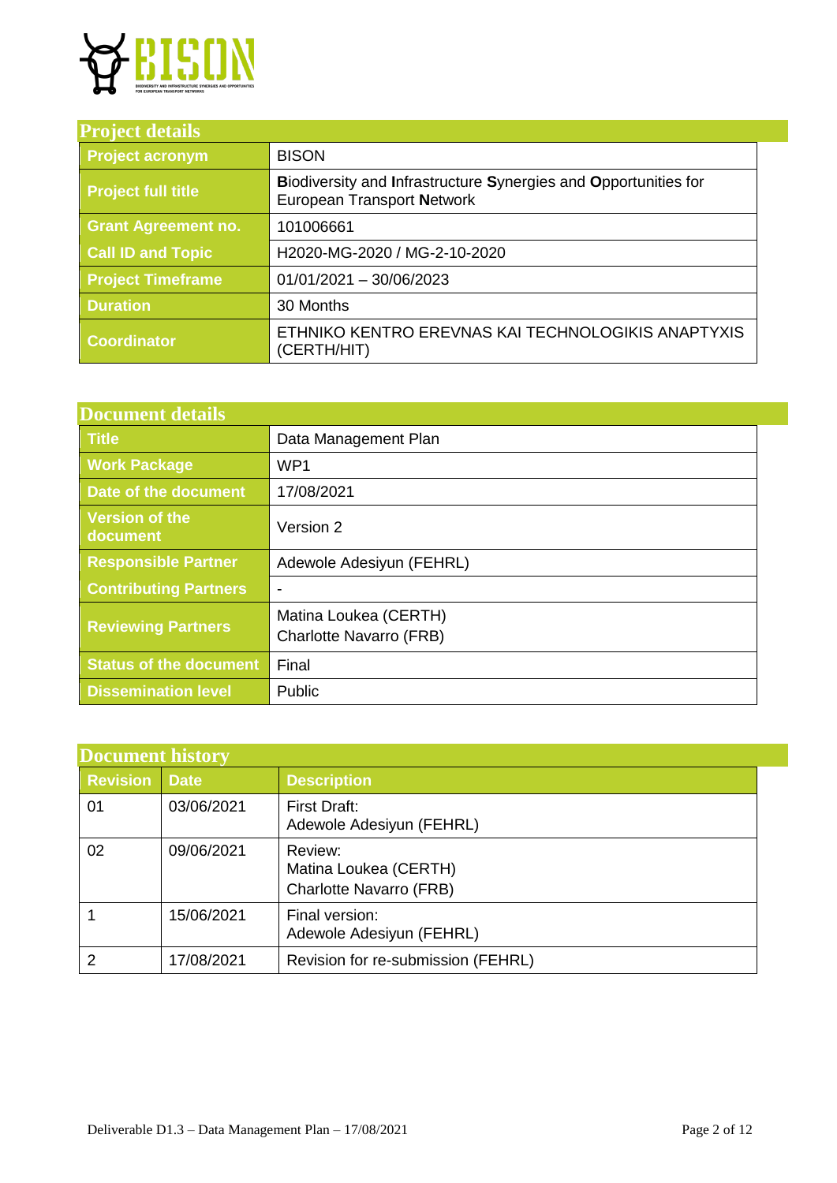## Project details

| | |
|---|---|
| **Project acronym** | BISON |
| **Project full title** | **B**iodiversity and **I**nfrastructure **S**ynergies and **O**pportunities for European Transport **N**etwork |
| **Grant Agreement no.** | 101006661 |
| **Call ID and Topic** | H2020-MG-2020 / MG-2-10-2020 |
| **Project Timeframe** | 01/01/2021 – 30/06/2023 |
| **Duration** | 30 Months |
| **Coordinator** | ETHNIKO KENTRO EREVNAS KAI TECHNOLOGIKIS ANAPTYXIS (CERTH/HIT) |

## Document details

| | |
|---|---|
| **Title** | Data Management Plan |
| **Work Package** | WP1 |
| **Date of the document** | 17/08/2021 |
| **Version of the document** | Version 2 |
| **Responsible Partner** | Adewole Adesiyun (FEHRL) |
| **Contributing Partners** | - |
| **Reviewing Partners** | Matina Loukea (CERTH)<br>Charlotte Navarro (FRB) |
| **Status of the document** | Final |
| **Dissemination level** | Public |

## Document history

| Revision | Date | Description |
|---|---|---|
| 01 | 03/06/2021 | First Draft:<br>Adewole Adesiyun (FEHRL) |
| 02 | 09/06/2021 | Review:<br>Matina Loukea (CERTH)<br>Charlotte Navarro (FRB) |
| 1 | 15/06/2021 | Final version:<br>Adewole Adesiyun (FEHRL) |
| 2 | 17/08/2021 | Revision for re-submission (FEHRL) |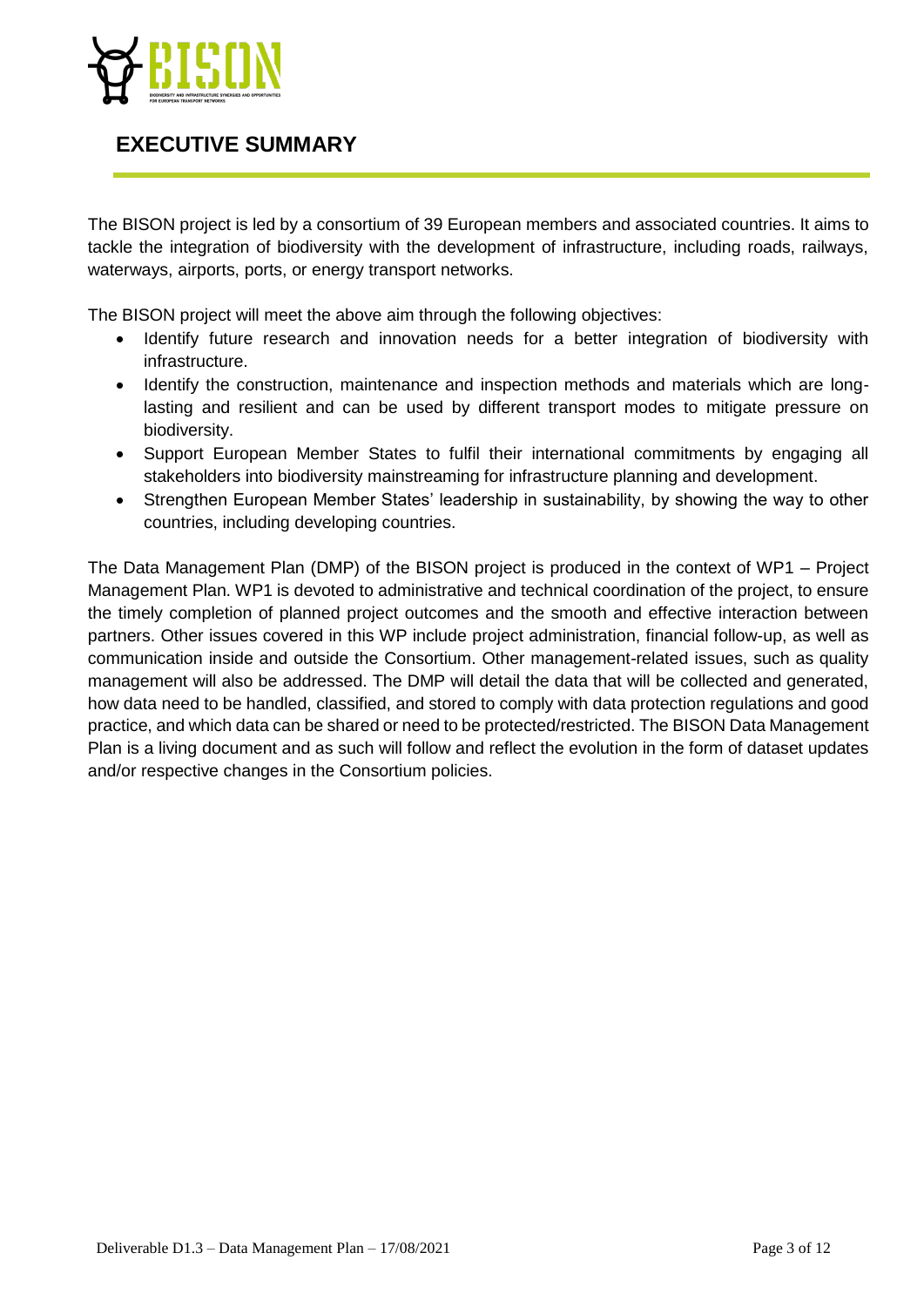# EXECUTIVE SUMMARY

The BISON project is led by a consortium of 39 European members and associated countries. It aims to tackle the integration of biodiversity with the development of infrastructure, including roads, railways, waterways, airports, ports, or energy transport networks.

The BISON project will meet the above aim through the following objectives:

- Identify future research and innovation needs for a better integration of biodiversity with infrastructure.
- Identify the construction, maintenance and inspection methods and materials which are long-lasting and resilient and can be used by different transport modes to mitigate pressure on biodiversity.
- Support European Member States to fulfil their international commitments by engaging all stakeholders into biodiversity mainstreaming for infrastructure planning and development.
- Strengthen European Member States' leadership in sustainability, by showing the way to other countries, including developing countries.

The Data Management Plan (DMP) of the BISON project is produced in the context of WP1 – Project Management Plan. WP1 is devoted to administrative and technical coordination of the project, to ensure the timely completion of planned project outcomes and the smooth and effective interaction between partners. Other issues covered in this WP include project administration, financial follow-up, as well as communication inside and outside the Consortium. Other management-related issues, such as quality management will also be addressed. The DMP will detail the data that will be collected and generated, how data need to be handled, classified, and stored to comply with data protection regulations and good practice, and which data can be shared or need to be protected/restricted. The BISON Data Management Plan is a living document and as such will follow and reflect the evolution in the form of dataset updates and/or respective changes in the Consortium policies.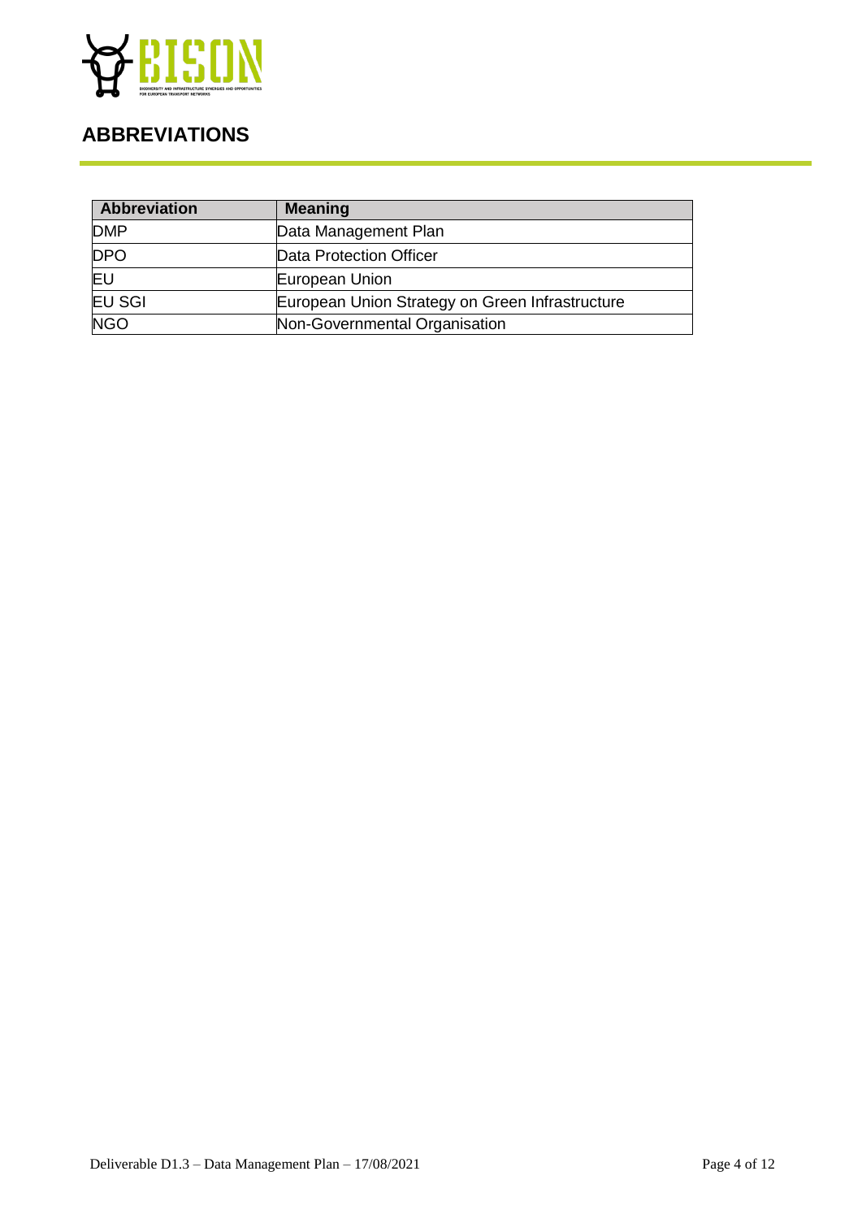# ABBREVIATIONS

| Abbreviation | Meaning |
|---|---|
| DMP | Data Management Plan |
| DPO | Data Protection Officer |
| EU | European Union |
| EU SGI | European Union Strategy on Green Infrastructure |
| NGO | Non-Governmental Organisation |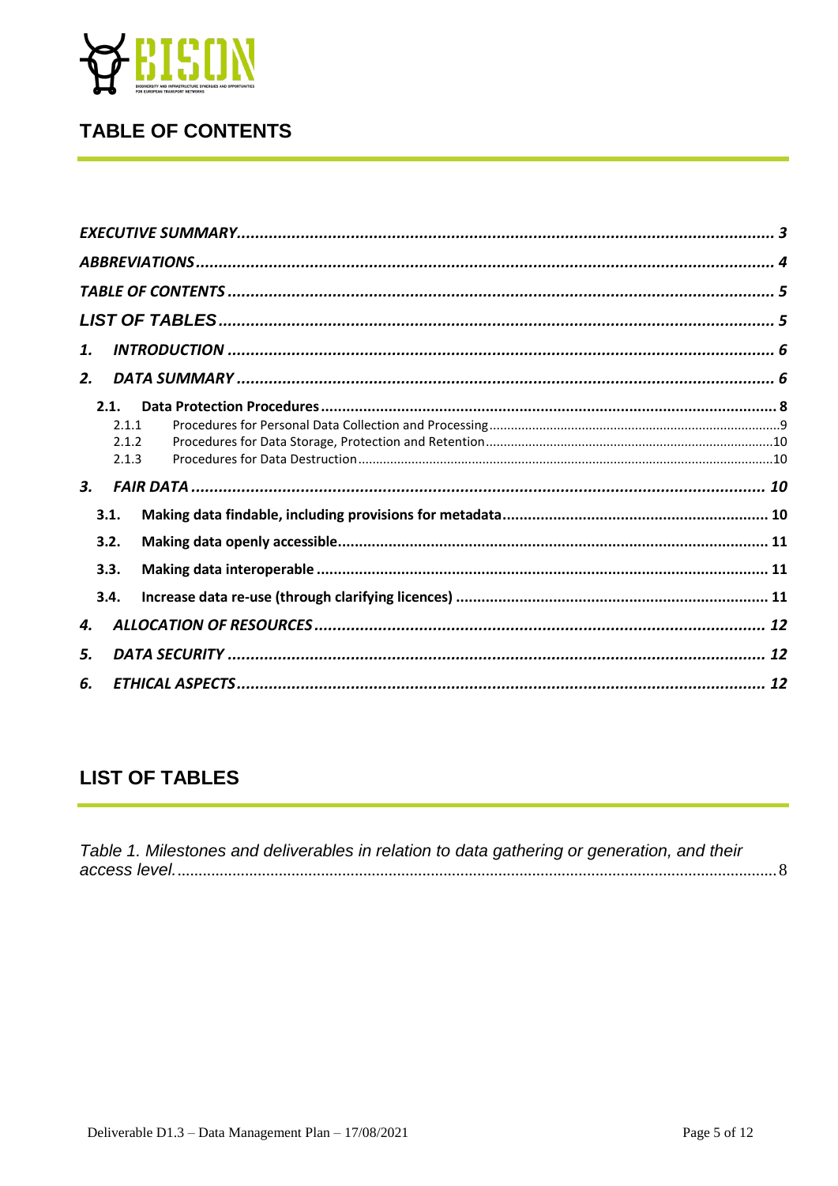# TABLE OF CONTENTS

*EXECUTIVE SUMMARY* ........ 3

*ABBREVIATIONS* ........ 4

*TABLE OF CONTENTS* ........ 5

*LIST OF TABLES* ........ 5

1. *INTRODUCTION* ........ 6
2. *DATA SUMMARY* ........ 6
   - **2.1. Data Protection Procedures** ........ 8
     - 2.1.1 Procedures for Personal Data Collection and Processing ........ 9
     - 2.1.2 Procedures for Data Storage, Protection and Retention ........ 10
     - 2.1.3 Procedures for Data Destruction ........ 10
3. *FAIR DATA* ........ 10
   - **3.1. Making data findable, including provisions for metadata** ........ 10
   - **3.2. Making data openly accessible** ........ 11
   - **3.3. Making data interoperable** ........ 11
   - **3.4. Increase data re-use (through clarifying licences)** ........ 11
4. *ALLOCATION OF RESOURCES* ........ 12
5. *DATA SECURITY* ........ 12
6. *ETHICAL ASPECTS* ........ 12

# LIST OF TABLES

*Table 1. Milestones and deliverables in relation to data gathering or generation, and their access level.* ........ 8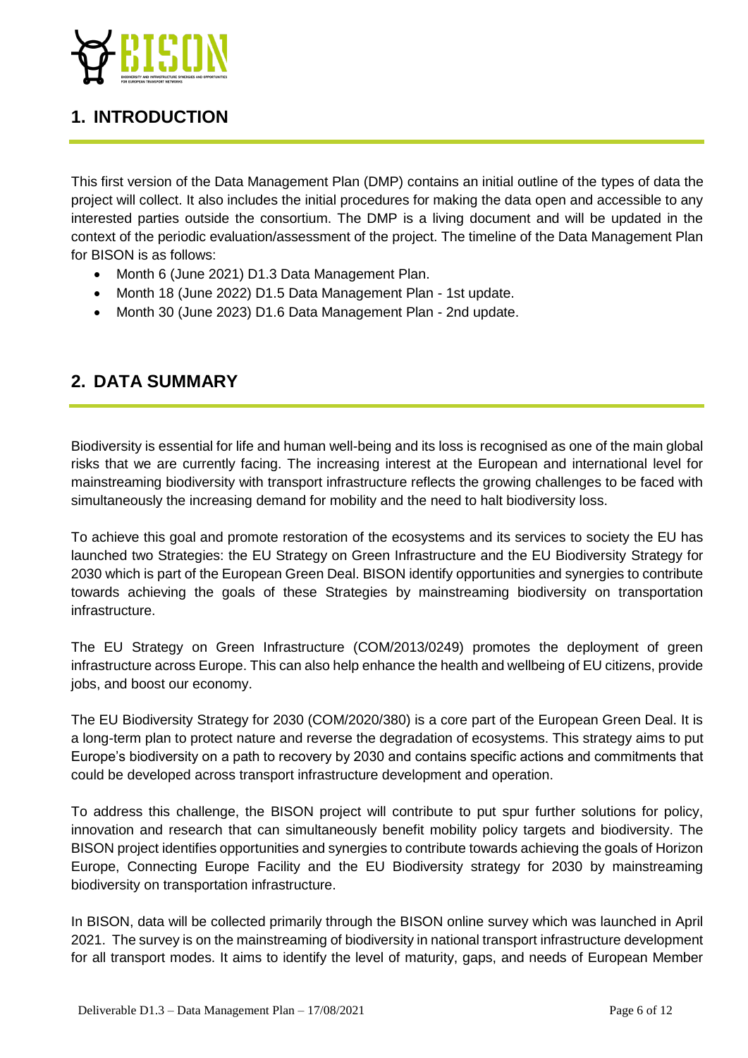# 1. INTRODUCTION

This first version of the Data Management Plan (DMP) contains an initial outline of the types of data the project will collect. It also includes the initial procedures for making the data open and accessible to any interested parties outside the consortium. The DMP is a living document and will be updated in the context of the periodic evaluation/assessment of the project. The timeline of the Data Management Plan for BISON is as follows:

- Month 6 (June 2021) D1.3 Data Management Plan.
- Month 18 (June 2022) D1.5 Data Management Plan - 1st update.
- Month 30 (June 2023) D1.6 Data Management Plan - 2nd update.

# 2. DATA SUMMARY

Biodiversity is essential for life and human well-being and its loss is recognised as one of the main global risks that we are currently facing. The increasing interest at the European and international level for mainstreaming biodiversity with transport infrastructure reflects the growing challenges to be faced with simultaneously the increasing demand for mobility and the need to halt biodiversity loss.

To achieve this goal and promote restoration of the ecosystems and its services to society the EU has launched two Strategies: the EU Strategy on Green Infrastructure and the EU Biodiversity Strategy for 2030 which is part of the European Green Deal. BISON identify opportunities and synergies to contribute towards achieving the goals of these Strategies by mainstreaming biodiversity on transportation infrastructure.

The EU Strategy on Green Infrastructure (COM/2013/0249) promotes the deployment of green infrastructure across Europe. This can also help enhance the health and wellbeing of EU citizens, provide jobs, and boost our economy.

The EU Biodiversity Strategy for 2030 (COM/2020/380) is a core part of the European Green Deal. It is a long-term plan to protect nature and reverse the degradation of ecosystems. This strategy aims to put Europe's biodiversity on a path to recovery by 2030 and contains specific actions and commitments that could be developed across transport infrastructure development and operation.

To address this challenge, the BISON project will contribute to put spur further solutions for policy, innovation and research that can simultaneously benefit mobility policy targets and biodiversity. The BISON project identifies opportunities and synergies to contribute towards achieving the goals of Horizon Europe, Connecting Europe Facility and the EU Biodiversity strategy for 2030 by mainstreaming biodiversity on transportation infrastructure.

In BISON, data will be collected primarily through the BISON online survey which was launched in April 2021. The survey is on the mainstreaming of biodiversity in national transport infrastructure development for all transport modes. It aims to identify the level of maturity, gaps, and needs of European Member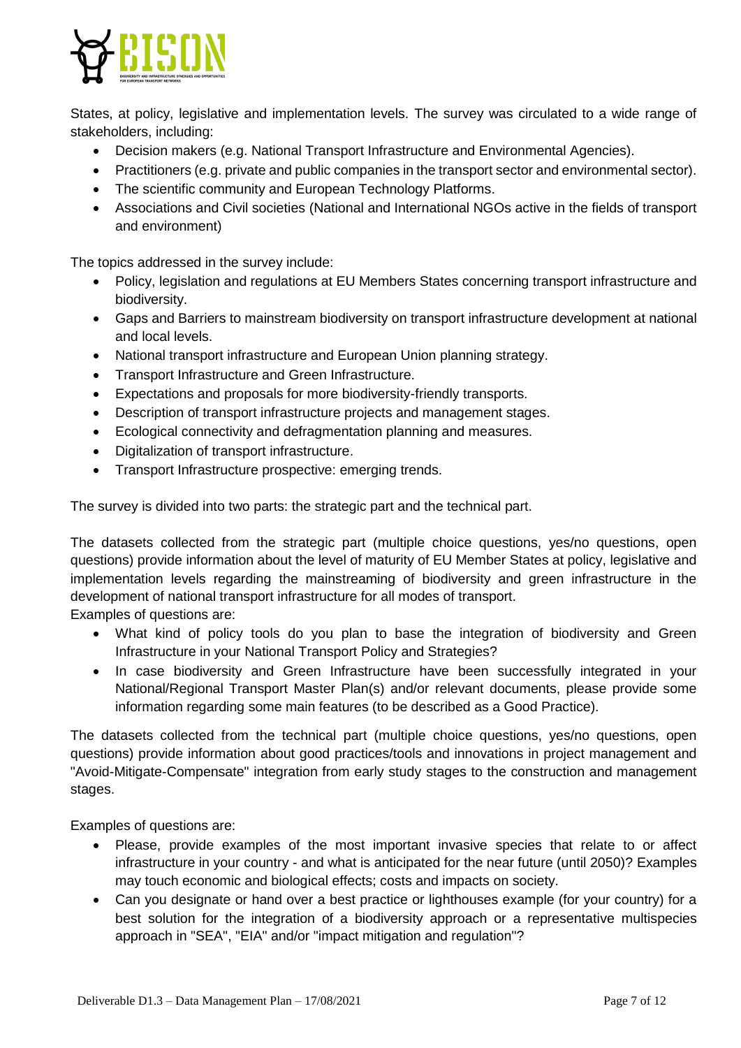States, at policy, legislative and implementation levels. The survey was circulated to a wide range of stakeholders, including:

- Decision makers (e.g. National Transport Infrastructure and Environmental Agencies).
- Practitioners (e.g. private and public companies in the transport sector and environmental sector).
- The scientific community and European Technology Platforms.
- Associations and Civil societies (National and International NGOs active in the fields of transport and environment)

The topics addressed in the survey include:

- Policy, legislation and regulations at EU Members States concerning transport infrastructure and biodiversity.
- Gaps and Barriers to mainstream biodiversity on transport infrastructure development at national and local levels.
- National transport infrastructure and European Union planning strategy.
- Transport Infrastructure and Green Infrastructure.
- Expectations and proposals for more biodiversity-friendly transports.
- Description of transport infrastructure projects and management stages.
- Ecological connectivity and defragmentation planning and measures.
- Digitalization of transport infrastructure.
- Transport Infrastructure prospective: emerging trends.

The survey is divided into two parts: the strategic part and the technical part.

The datasets collected from the strategic part (multiple choice questions, yes/no questions, open questions) provide information about the level of maturity of EU Member States at policy, legislative and implementation levels regarding the mainstreaming of biodiversity and green infrastructure in the development of national transport infrastructure for all modes of transport.
Examples of questions are:

- What kind of policy tools do you plan to base the integration of biodiversity and Green Infrastructure in your National Transport Policy and Strategies?
- In case biodiversity and Green Infrastructure have been successfully integrated in your National/Regional Transport Master Plan(s) and/or relevant documents, please provide some information regarding some main features (to be described as a Good Practice).

The datasets collected from the technical part (multiple choice questions, yes/no questions, open questions) provide information about good practices/tools and innovations in project management and "Avoid-Mitigate-Compensate" integration from early study stages to the construction and management stages.

Examples of questions are:

- Please, provide examples of the most important invasive species that relate to or affect infrastructure in your country - and what is anticipated for the near future (until 2050)? Examples may touch economic and biological effects; costs and impacts on society.
- Can you designate or hand over a best practice or lighthouses example (for your country) for a best solution for the integration of a biodiversity approach or a representative multispecies approach in "SEA", "EIA" and/or "impact mitigation and regulation"?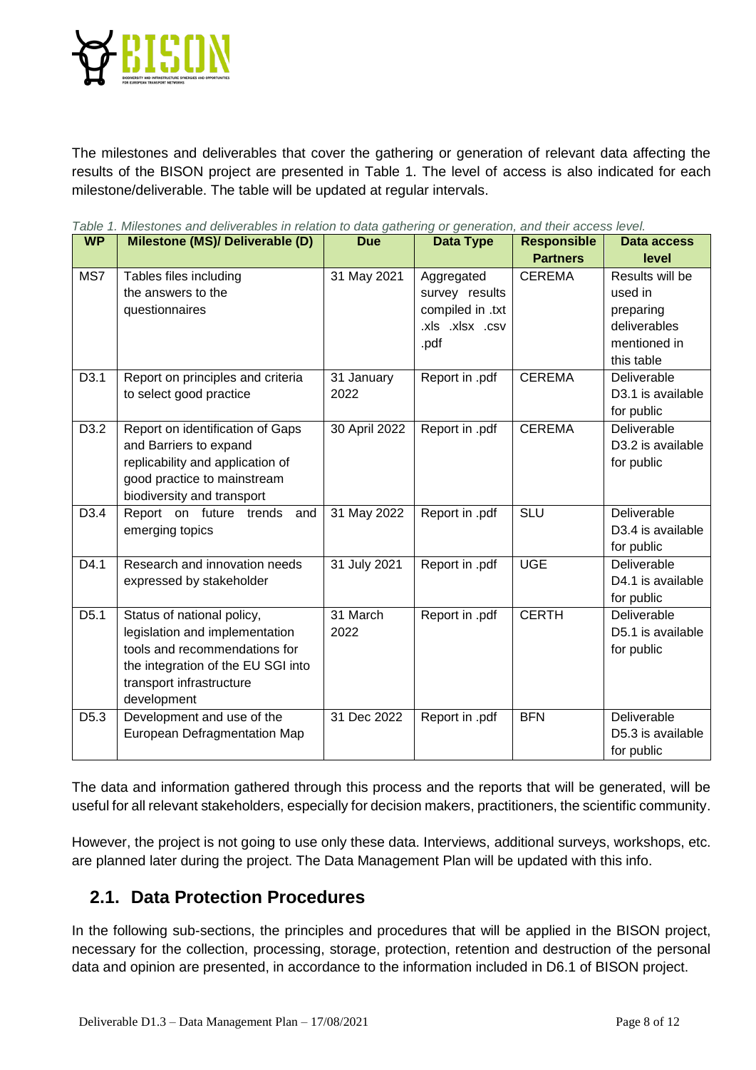The milestones and deliverables that cover the gathering or generation of relevant data affecting the results of the BISON project are presented in Table 1. The level of access is also indicated for each milestone/deliverable. The table will be updated at regular intervals.

*Table 1. Milestones and deliverables in relation to data gathering or generation, and their access level.*

| WP | Milestone (MS)/ Deliverable (D) | Due | Data Type | Responsible Partners | Data access level |
|---|---|---|---|---|---|
| MS7 | Tables files including the answers to the questionnaires | 31 May 2021 | Aggregated survey results compiled in .txt .xls .xlsx .csv .pdf | CEREMA | Results will be used in preparing deliverables mentioned in this table |
| D3.1 | Report on principles and criteria to select good practice | 31 January 2022 | Report in .pdf | CEREMA | Deliverable D3.1 is available for public |
| D3.2 | Report on identification of Gaps and Barriers to expand replicability and application of good practice to mainstream biodiversity and transport | 30 April 2022 | Report in .pdf | CEREMA | Deliverable D3.2 is available for public |
| D3.4 | Report on future trends and emerging topics | 31 May 2022 | Report in .pdf | SLU | Deliverable D3.4 is available for public |
| D4.1 | Research and innovation needs expressed by stakeholder | 31 July 2021 | Report in .pdf | UGE | Deliverable D4.1 is available for public |
| D5.1 | Status of national policy, legislation and implementation tools and recommendations for the integration of the EU SGI into transport infrastructure development | 31 March 2022 | Report in .pdf | CERTH | Deliverable D5.1 is available for public |
| D5.3 | Development and use of the European Defragmentation Map | 31 Dec 2022 | Report in .pdf | BFN | Deliverable D5.3 is available for public |

The data and information gathered through this process and the reports that will be generated, will be useful for all relevant stakeholders, especially for decision makers, practitioners, the scientific community.

However, the project is not going to use only these data. Interviews, additional surveys, workshops, etc. are planned later during the project. The Data Management Plan will be updated with this info.

## 2.1. Data Protection Procedures

In the following sub-sections, the principles and procedures that will be applied in the BISON project, necessary for the collection, processing, storage, protection, retention and destruction of the personal data and opinion are presented, in accordance to the information included in D6.1 of BISON project.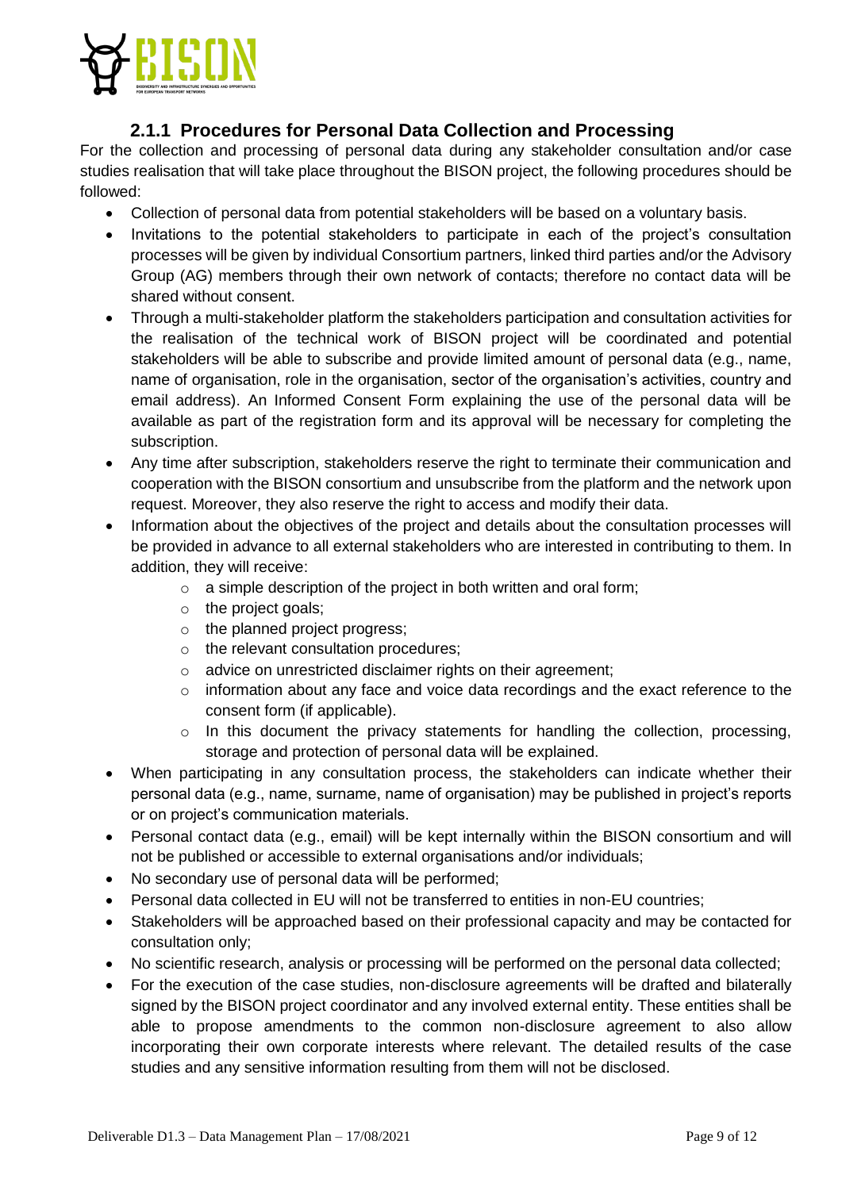### 2.1.1 Procedures for Personal Data Collection and Processing

For the collection and processing of personal data during any stakeholder consultation and/or case studies realisation that will take place throughout the BISON project, the following procedures should be followed:

- Collection of personal data from potential stakeholders will be based on a voluntary basis.
- Invitations to the potential stakeholders to participate in each of the project's consultation processes will be given by individual Consortium partners, linked third parties and/or the Advisory Group (AG) members through their own network of contacts; therefore no contact data will be shared without consent.
- Through a multi-stakeholder platform the stakeholders participation and consultation activities for the realisation of the technical work of BISON project will be coordinated and potential stakeholders will be able to subscribe and provide limited amount of personal data (e.g., name, name of organisation, role in the organisation, sector of the organisation's activities, country and email address). An Informed Consent Form explaining the use of the personal data will be available as part of the registration form and its approval will be necessary for completing the subscription.
- Any time after subscription, stakeholders reserve the right to terminate their communication and cooperation with the BISON consortium and unsubscribe from the platform and the network upon request. Moreover, they also reserve the right to access and modify their data.
- Information about the objectives of the project and details about the consultation processes will be provided in advance to all external stakeholders who are interested in contributing to them. In addition, they will receive:
  - a simple description of the project in both written and oral form;
  - the project goals;
  - the planned project progress;
  - the relevant consultation procedures;
  - advice on unrestricted disclaimer rights on their agreement;
  - information about any face and voice data recordings and the exact reference to the consent form (if applicable).
  - In this document the privacy statements for handling the collection, processing, storage and protection of personal data will be explained.
- When participating in any consultation process, the stakeholders can indicate whether their personal data (e.g., name, surname, name of organisation) may be published in project's reports or on project's communication materials.
- Personal contact data (e.g., email) will be kept internally within the BISON consortium and will not be published or accessible to external organisations and/or individuals;
- No secondary use of personal data will be performed;
- Personal data collected in EU will not be transferred to entities in non-EU countries;
- Stakeholders will be approached based on their professional capacity and may be contacted for consultation only;
- No scientific research, analysis or processing will be performed on the personal data collected;
- For the execution of the case studies, non-disclosure agreements will be drafted and bilaterally signed by the BISON project coordinator and any involved external entity. These entities shall be able to propose amendments to the common non-disclosure agreement to also allow incorporating their own corporate interests where relevant. The detailed results of the case studies and any sensitive information resulting from them will not be disclosed.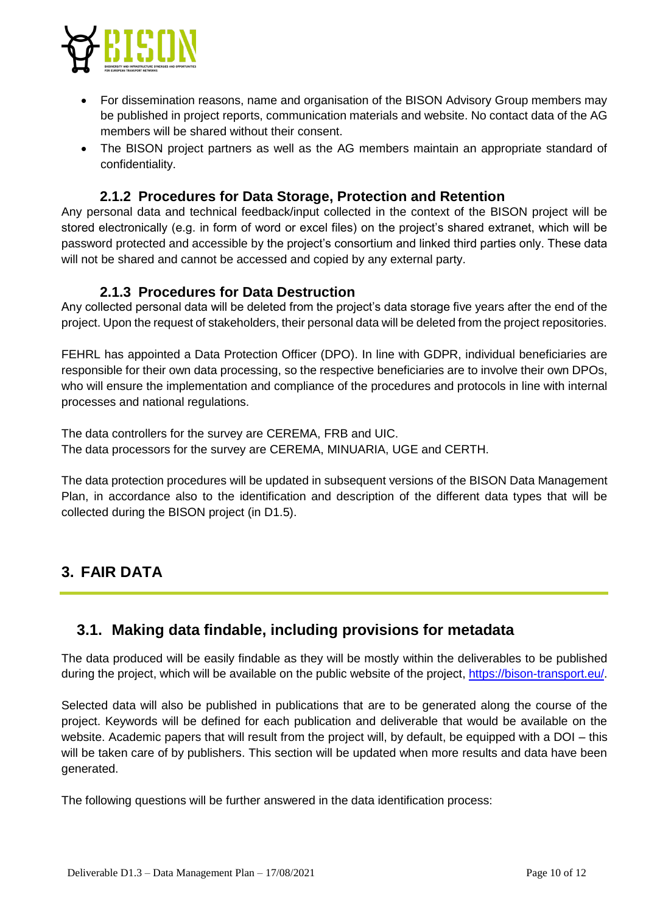- For dissemination reasons, name and organisation of the BISON Advisory Group members may be published in project reports, communication materials and website. No contact data of the AG members will be shared without their consent.
- The BISON project partners as well as the AG members maintain an appropriate standard of confidentiality.

#### 2.1.2 Procedures for Data Storage, Protection and Retention

Any personal data and technical feedback/input collected in the context of the BISON project will be stored electronically (e.g. in form of word or excel files) on the project's shared extranet, which will be password protected and accessible by the project's consortium and linked third parties only. These data will not be shared and cannot be accessed and copied by any external party.

#### 2.1.3 Procedures for Data Destruction

Any collected personal data will be deleted from the project's data storage five years after the end of the project. Upon the request of stakeholders, their personal data will be deleted from the project repositories.

FEHRL has appointed a Data Protection Officer (DPO). In line with GDPR, individual beneficiaries are responsible for their own data processing, so the respective beneficiaries are to involve their own DPOs, who will ensure the implementation and compliance of the procedures and protocols in line with internal processes and national regulations.

The data controllers for the survey are CEREMA, FRB and UIC.
The data processors for the survey are CEREMA, MINUARIA, UGE and CERTH.

The data protection procedures will be updated in subsequent versions of the BISON Data Management Plan, in accordance also to the identification and description of the different data types that will be collected during the BISON project (in D1.5).

## 3. FAIR DATA

### 3.1. Making data findable, including provisions for metadata

The data produced will be easily findable as they will be mostly within the deliverables to be published during the project, which will be available on the public website of the project, https://bison-transport.eu/.

Selected data will also be published in publications that are to be generated along the course of the project. Keywords will be defined for each publication and deliverable that would be available on the website. Academic papers that will result from the project will, by default, be equipped with a DOI – this will be taken care of by publishers. This section will be updated when more results and data have been generated.

The following questions will be further answered in the data identification process: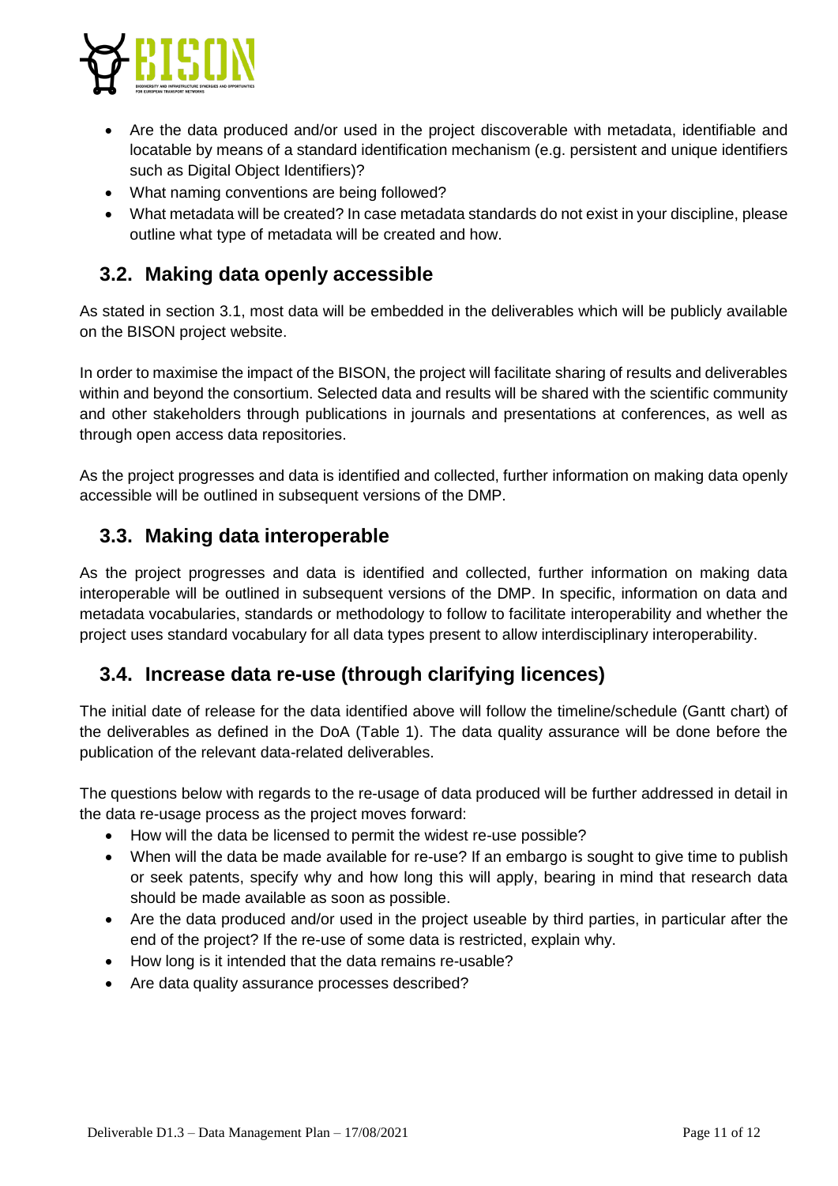- Are the data produced and/or used in the project discoverable with metadata, identifiable and locatable by means of a standard identification mechanism (e.g. persistent and unique identifiers such as Digital Object Identifiers)?
- What naming conventions are being followed?
- What metadata will be created? In case metadata standards do not exist in your discipline, please outline what type of metadata will be created and how.

## 3.2. Making data openly accessible

As stated in section 3.1, most data will be embedded in the deliverables which will be publicly available on the BISON project website.

In order to maximise the impact of the BISON, the project will facilitate sharing of results and deliverables within and beyond the consortium. Selected data and results will be shared with the scientific community and other stakeholders through publications in journals and presentations at conferences, as well as through open access data repositories.

As the project progresses and data is identified and collected, further information on making data openly accessible will be outlined in subsequent versions of the DMP.

## 3.3. Making data interoperable

As the project progresses and data is identified and collected, further information on making data interoperable will be outlined in subsequent versions of the DMP. In specific, information on data and metadata vocabularies, standards or methodology to follow to facilitate interoperability and whether the project uses standard vocabulary for all data types present to allow interdisciplinary interoperability.

## 3.4. Increase data re-use (through clarifying licences)

The initial date of release for the data identified above will follow the timeline/schedule (Gantt chart) of the deliverables as defined in the DoA (Table 1). The data quality assurance will be done before the publication of the relevant data-related deliverables.

The questions below with regards to the re-usage of data produced will be further addressed in detail in the data re-usage process as the project moves forward:

- How will the data be licensed to permit the widest re-use possible?
- When will the data be made available for re-use? If an embargo is sought to give time to publish or seek patents, specify why and how long this will apply, bearing in mind that research data should be made available as soon as possible.
- Are the data produced and/or used in the project useable by third parties, in particular after the end of the project? If the re-use of some data is restricted, explain why.
- How long is it intended that the data remains re-usable?
- Are data quality assurance processes described?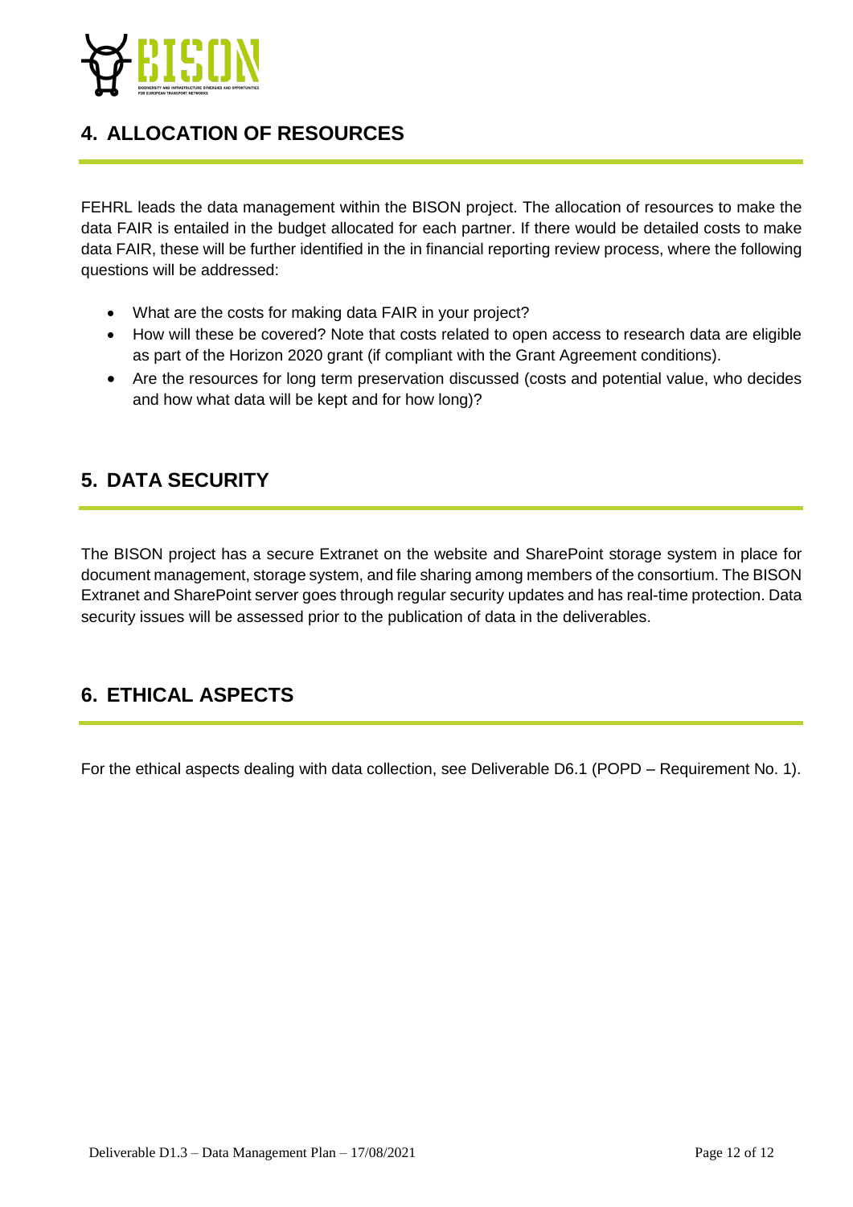## 4. ALLOCATION OF RESOURCES

FEHRL leads the data management within the BISON project. The allocation of resources to make the data FAIR is entailed in the budget allocated for each partner. If there would be detailed costs to make data FAIR, these will be further identified in the in financial reporting review process, where the following questions will be addressed:

- What are the costs for making data FAIR in your project?
- How will these be covered? Note that costs related to open access to research data are eligible as part of the Horizon 2020 grant (if compliant with the Grant Agreement conditions).
- Are the resources for long term preservation discussed (costs and potential value, who decides and how what data will be kept and for how long)?

## 5. DATA SECURITY

The BISON project has a secure Extranet on the website and SharePoint storage system in place for document management, storage system, and file sharing among members of the consortium. The BISON Extranet and SharePoint server goes through regular security updates and has real-time protection. Data security issues will be assessed prior to the publication of data in the deliverables.

## 6. ETHICAL ASPECTS

For the ethical aspects dealing with data collection, see Deliverable D6.1 (POPD – Requirement No. 1).